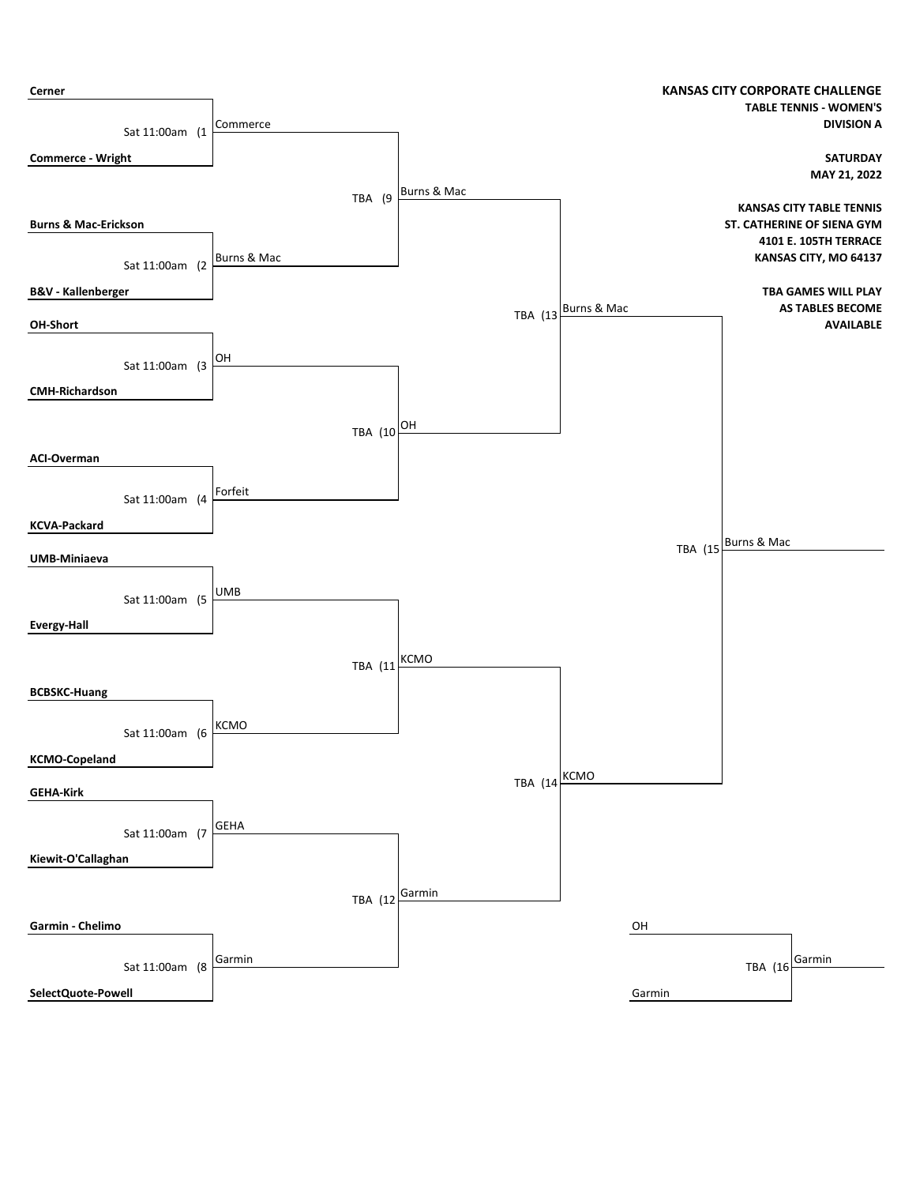**KANSAS CITY CORPORATE CHALLENGE**
**TABLE TENNIS - WOMEN'S**
**DIVISION A**

**SATURDAY**
**MAY 21, 2022**

**KANSAS CITY TABLE TENNIS**
**ST. CATHERINE OF SIENA GYM**
**4101 E. 105TH TERRACE**
**KANSAS CITY, MO 64137**

**TBA GAMES WILL PLAY AS TABLES BECOME AVAILABLE**

## First Round

| Game | Time | Team 1 | Team 2 | Winner |
|---|---|---|---|---|
| (1 | Sat 11:00am | **Cerner** | **Commerce - Wright** | Commerce |
| (2 | Sat 11:00am | **Burns & Mac-Erickson** | **B&V - Kallenberger** | Burns & Mac |
| (3 | Sat 11:00am | **OH-Short** | **CMH-Richardson** | OH |
| (4 | Sat 11:00am | **ACI-Overman** | **KCVA-Packard** | Forfeit |
| (5 | Sat 11:00am | **UMB-Miniaeva** | **Evergy-Hall** | UMB |
| (6 | Sat 11:00am | **BCBSKC-Huang** | **KCMO-Copeland** | KCMO |
| (7 | Sat 11:00am | **GEHA-Kirk** | **Kiewit-O'Callaghan** | GEHA |
| (8 | Sat 11:00am | **Garmin - Chelimo** | **SelectQuote-Powell** | Garmin |

## Second Round

| Game | Time | Team 1 | Team 2 | Winner |
|---|---|---|---|---|
| (9 | TBA | Commerce | Burns & Mac | Burns & Mac |
| (10 | TBA | OH | Forfeit | OH |
| (11 | TBA | UMB | KCMO | KCMO |
| (12 | TBA | GEHA | Garmin | Garmin |

## Semifinals

| Game | Time | Team 1 | Team 2 | Winner |
|---|---|---|---|---|
| (13 | TBA | Burns & Mac | OH | Burns & Mac |
| (14 | TBA | KCMO | Garmin | KCMO |

## Final

| Game | Time | Team 1 | Team 2 | Winner |
|---|---|---|---|---|
| (15 | TBA | Burns & Mac | KCMO | Burns & Mac |

## Third Place

| Game | Time | Team 1 | Team 2 | Winner |
|---|---|---|---|---|
| (16 | TBA | OH | Garmin | Garmin |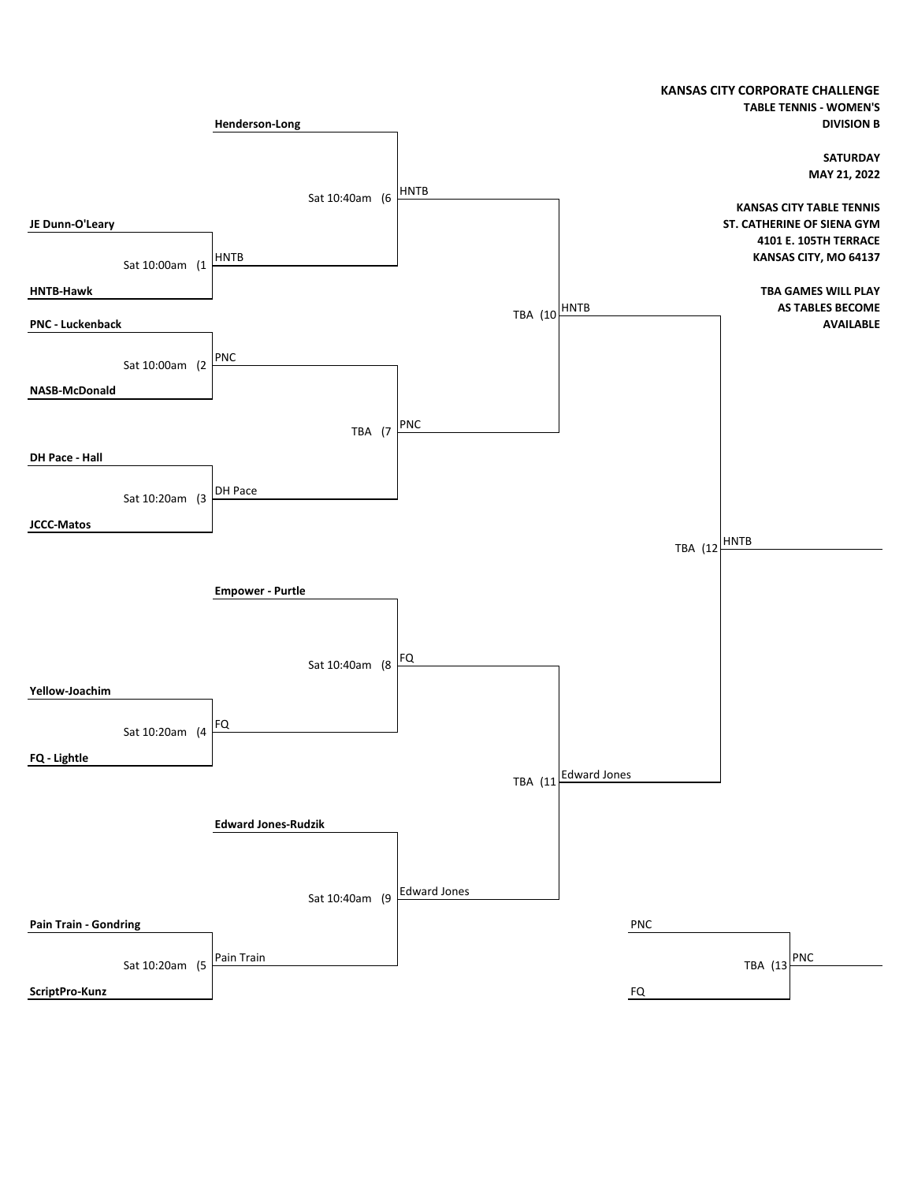**KANSAS CITY CORPORATE CHALLENGE**
**TABLE TENNIS - WOMEN'S**
**DIVISION B**

**SATURDAY**
**MAY 21, 2022**

**KANSAS CITY TABLE TENNIS**
**ST. CATHERINE OF SIENA GYM**
**4101 E. 105TH TERRACE**
**KANSAS CITY, MO 64137**

**TBA GAMES WILL PLAY AS TABLES BECOME AVAILABLE**

| Game | Time | Team 1 | Team 2 | Winner |
|---|---|---|---|---|
| 1 | Sat 10:00am | JE Dunn-O'Leary | HNTB-Hawk | HNTB |
| 2 | Sat 10:00am | PNC - Luckenback | NASB-McDonald | PNC |
| 3 | Sat 10:20am | DH Pace - Hall | JCCC-Matos | DH Pace |
| 4 | Sat 10:20am | Yellow-Joachim | FQ - Lightle | FQ |
| 5 | Sat 10:20am | Pain Train - Gondring | ScriptPro-Kunz | Pain Train |
| 6 | Sat 10:40am | Henderson-Long | HNTB | HNTB |
| 7 | TBA | PNC | DH Pace | PNC |
| 8 | Sat 10:40am | Empower - Purtle | FQ | FQ |
| 9 | Sat 10:40am | Edward Jones-Rudzik | Pain Train | Edward Jones |
| 10 | TBA | HNTB | PNC | HNTB |
| 11 | TBA | FQ | Edward Jones | Edward Jones |
| 12 | TBA | HNTB | Edward Jones | HNTB |
| 13 | TBA | PNC | FQ | PNC |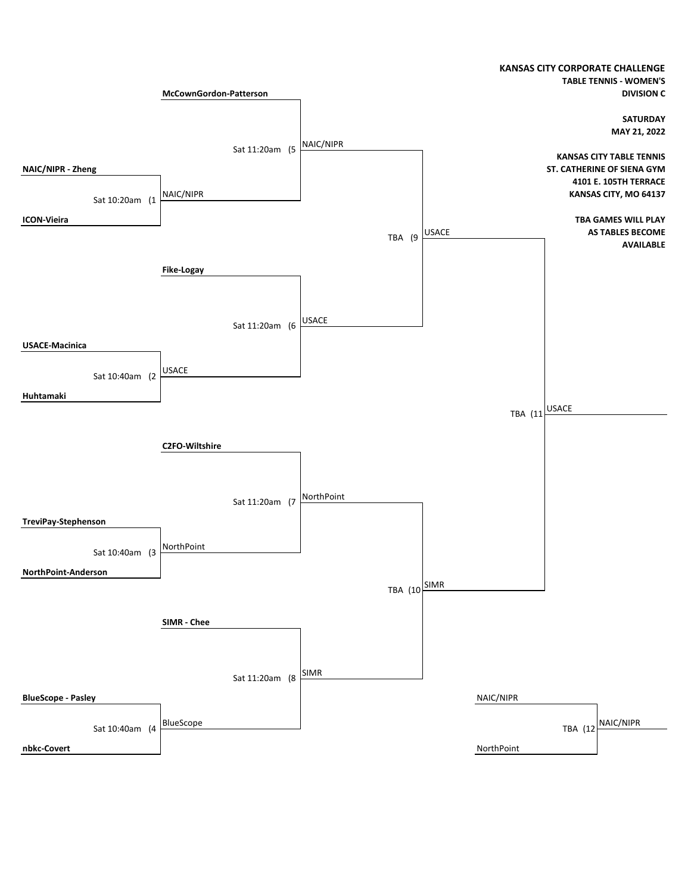**KANSAS CITY CORPORATE CHALLENGE**
**TABLE TENNIS - WOMEN'S**
**DIVISION C**

**SATURDAY**
**MAY 21, 2022**

**KANSAS CITY TABLE TENNIS**
**ST. CATHERINE OF SIENA GYM**
**4101 E. 105TH TERRACE**
**KANSAS CITY, MO 64137**

**TBA GAMES WILL PLAY AS TABLES BECOME AVAILABLE**

| Game | Time | Player/Team 1 | Player/Team 2 | Winner |
|---|---|---|---|---|
| (1 | Sat 10:20am | NAIC/NIPR - Zheng | ICON-Vieira | NAIC/NIPR |
| (2 | Sat 10:40am | USACE-Macinica | Huhtamaki | USACE |
| (3 | Sat 10:40am | TreviPay-Stephenson | NorthPoint-Anderson | NorthPoint |
| (4 | Sat 10:40am | BlueScope - Pasley | nbkc-Covert | BlueScope |
| (5 | Sat 11:20am | McCownGordon-Patterson | NAIC/NIPR | NAIC/NIPR |
| (6 | Sat 11:20am | Fike-Logay | USACE | USACE |
| (7 | Sat 11:20am | C2FO-Wiltshire | NorthPoint | NorthPoint |
| (8 | Sat 11:20am | SIMR - Chee | BlueScope | SIMR |
| (9 | TBA | NAIC/NIPR | USACE | USACE |
| (10 | TBA | NorthPoint | SIMR | SIMR |
| (11 | TBA | USACE | SIMR | USACE |
| (12 | TBA | NAIC/NIPR | NorthPoint | NAIC/NIPR |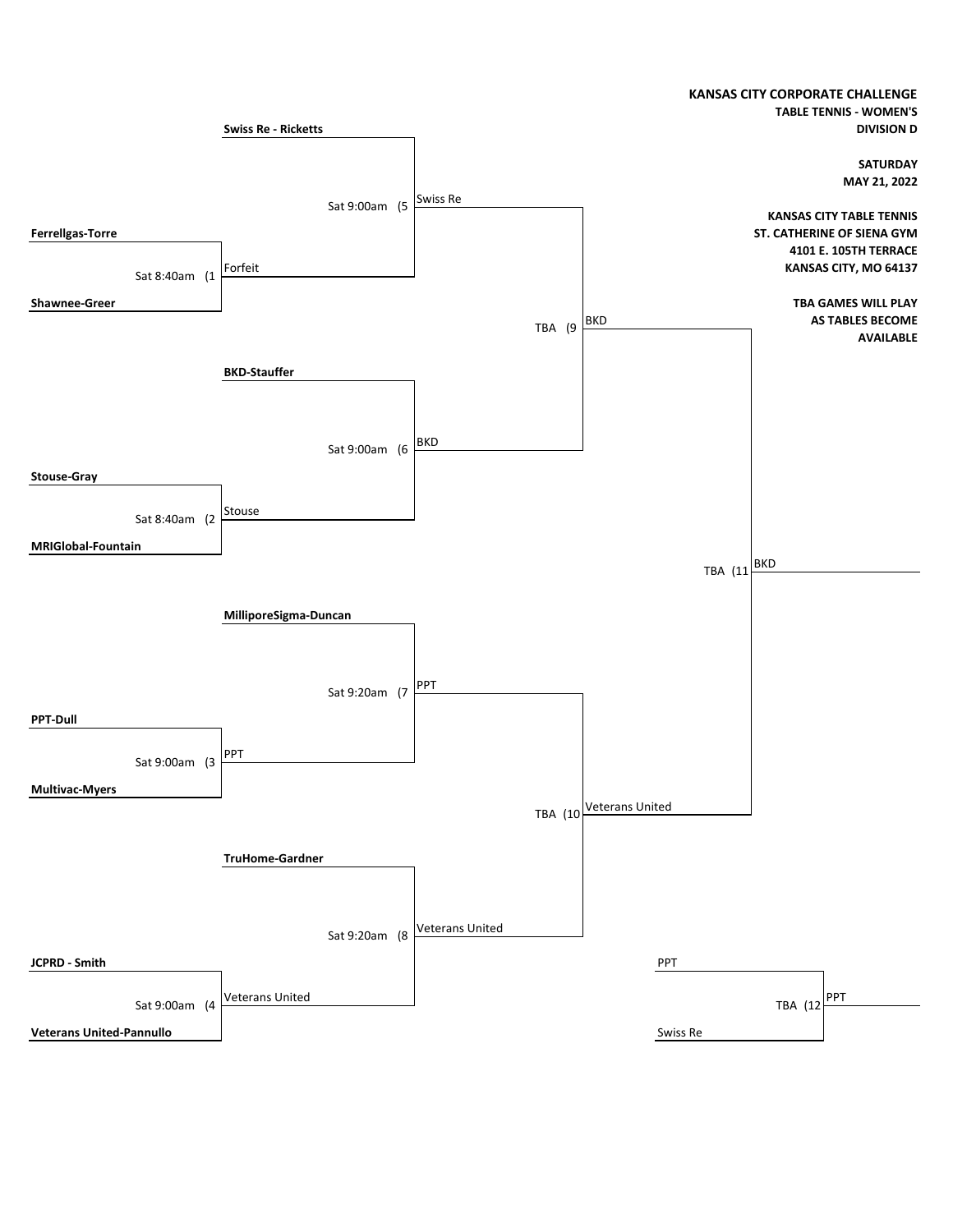**KANSAS CITY CORPORATE CHALLENGE**
**TABLE TENNIS - WOMEN'S**
**DIVISION D**

**SATURDAY**
**MAY 21, 2022**

**KANSAS CITY TABLE TENNIS**
**ST. CATHERINE OF SIENA GYM**
**4101 E. 105TH TERRACE**
**KANSAS CITY, MO 64137**

**TBA GAMES WILL PLAY AS TABLES BECOME AVAILABLE**

| Game | Time | Team 1 | Team 2 | Winner |
|---|---|---|---|---|
| (1 | Sat 8:40am | Ferrellgas-Torre | Shawnee-Greer | Forfeit |
| (2 | Sat 8:40am | Stouse-Gray | MRIGlobal-Fountain | Stouse |
| (3 | Sat 9:00am | PPT-Dull | Multivac-Myers | PPT |
| (4 | Sat 9:00am | JCPRD - Smith | Veterans United-Pannullo | Veterans United |
| (5 | Sat 9:00am | Swiss Re - Ricketts | Forfeit | Swiss Re |
| (6 | Sat 9:00am | BKD-Stauffer | Stouse | BKD |
| (7 | Sat 9:20am | MilliporeSigma-Duncan | PPT | PPT |
| (8 | Sat 9:20am | TruHome-Gardner | Veterans United | Veterans United |
| (9 | TBA | Swiss Re | BKD | BKD |
| (10 | TBA | PPT | Veterans United | Veterans United |
| (11 | TBA | BKD | Veterans United | BKD |
| (12 | TBA | PPT | Swiss Re | PPT |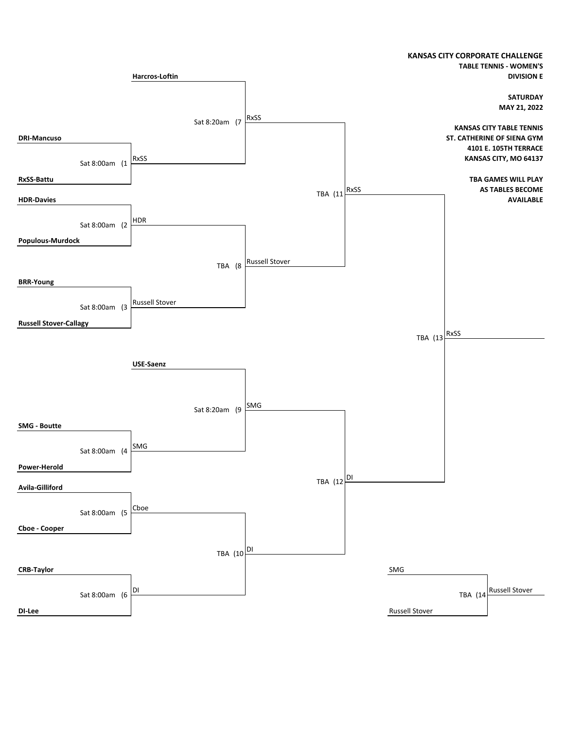**KANSAS CITY CORPORATE CHALLENGE**
**TABLE TENNIS - WOMEN'S**
**DIVISION E**

**SATURDAY**
**MAY 21, 2022**

**KANSAS CITY TABLE TENNIS**
**ST. CATHERINE OF SIENA GYM**
**4101 E. 105TH TERRACE**
**KANSAS CITY, MO 64137**

**TBA GAMES WILL PLAY AS TABLES BECOME AVAILABLE**

| Game | Time | Player/Team 1 | Player/Team 2 | Winner |
|---|---|---|---|---|
| 1 | Sat 8:00am | DRI-Mancuso | RxSS-Battu | RxSS |
| 2 | Sat 8:00am | HDR-Davies | Populous-Murdock | HDR |
| 3 | Sat 8:00am | BRR-Young | Russell Stover-Callagy | Russell Stover |
| 4 | Sat 8:00am | SMG - Boutte | Power-Herold | SMG |
| 5 | Sat 8:00am | Avila-Gilliford | Cboe - Cooper | Cboe |
| 6 | Sat 8:00am | CRB-Taylor | DI-Lee | DI |
| 7 | Sat 8:20am | Harcros-Loftin | RxSS | RxSS |
| 8 | TBA | HDR | Russell Stover | Russell Stover |
| 9 | Sat 8:20am | USE-Saenz | SMG | SMG |
| 10 | TBA | Cboe | DI | DI |
| 11 | TBA | RxSS | Russell Stover | RxSS |
| 12 | TBA | SMG | DI | DI |
| 13 | TBA | RxSS | DI | RxSS |
| 14 | TBA | SMG | Russell Stover | Russell Stover |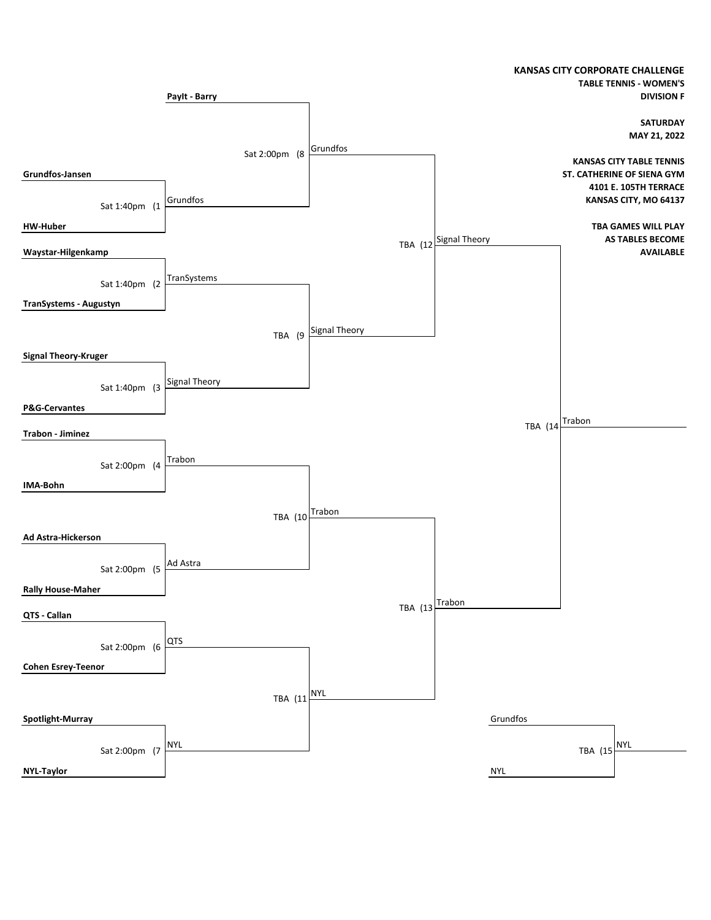**KANSAS CITY CORPORATE CHALLENGE**
**TABLE TENNIS - WOMEN'S**
**DIVISION F**

**SATURDAY**
**MAY 21, 2022**

**KANSAS CITY TABLE TENNIS**
**ST. CATHERINE OF SIENA GYM**
**4101 E. 105TH TERRACE**
**KANSAS CITY, MO 64137**

**TBA GAMES WILL PLAY AS TABLES BECOME AVAILABLE**

## First Round

| Game | Time | Team 1 | Team 2 | Winner |
|---|---|---|---|---|
| (1 | Sat 1:40pm | Grundfos-Jansen | HW-Huber | Grundfos |
| (2 | Sat 1:40pm | Waystar-Hilgenkamp | TranSystems - Augustyn | TranSystems |
| (3 | Sat 1:40pm | Signal Theory-Kruger | P&G-Cervantes | Signal Theory |
| (4 | Sat 2:00pm | Trabon - Jiminez | IMA-Bohn | Trabon |
| (5 | Sat 2:00pm | Ad Astra-Hickerson | Rally House-Maher | Ad Astra |
| (6 | Sat 2:00pm | QTS - Callan | Cohen Esrey-Teenor | QTS |
| (7 | Sat 2:00pm | Spotlight-Murray | NYL-Taylor | NYL |

## Second Round

| Game | Time | Team 1 | Team 2 | Winner |
|---|---|---|---|---|
| (8 | Sat 2:00pm | PayIt - Barry | Grundfos | Grundfos |
| (9 | TBA | TranSystems | Signal Theory | Signal Theory |
| (10 | TBA | Trabon | Ad Astra | Trabon |
| (11 | TBA | QTS | NYL | NYL |

## Semifinals

| Game | Time | Team 1 | Team 2 | Winner |
|---|---|---|---|---|
| (12 | TBA | Grundfos | Signal Theory | Signal Theory |
| (13 | TBA | Trabon | NYL | Trabon |

## Final

| Game | Time | Team 1 | Team 2 | Winner |
|---|---|---|---|---|
| (14 | TBA | Signal Theory | Trabon | Trabon |

## Third Place

| Game | Time | Team 1 | Team 2 | Winner |
|---|---|---|---|---|
| (15 | TBA | Grundfos | NYL | NYL |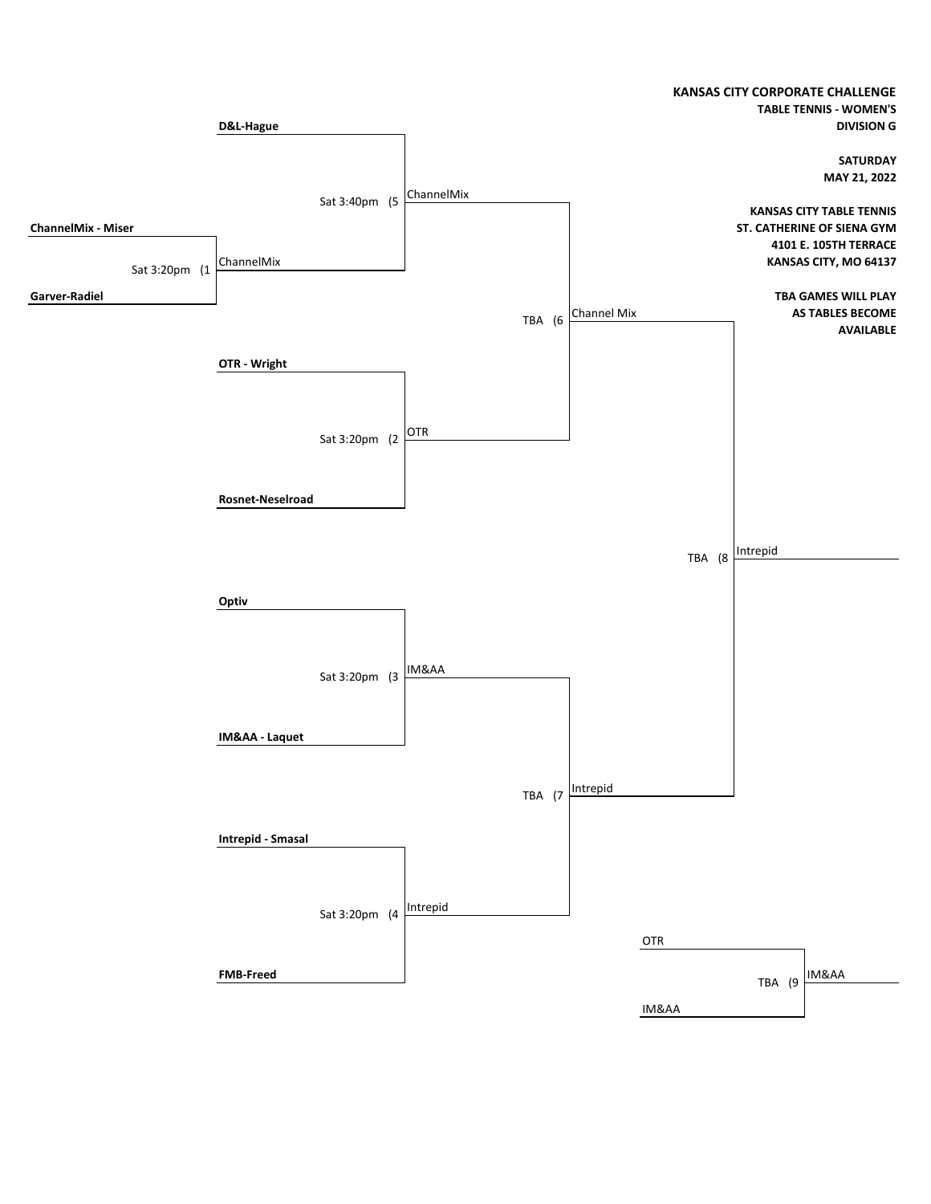**KANSAS CITY CORPORATE CHALLENGE**
**TABLE TENNIS - WOMEN'S**
**DIVISION G**

**SATURDAY**
**MAY 21, 2022**

**KANSAS CITY TABLE TENNIS**
**ST. CATHERINE OF SIENA GYM**
**4101 E. 105TH TERRACE**
**KANSAS CITY, MO 64137**

**TBA GAMES WILL PLAY AS TABLES BECOME AVAILABLE**

**D&L-Hague**

Sat 3:40pm (5 ChannelMix

**ChannelMix - Miser**

Sat 3:20pm (1 ChannelMix

**Garver-Radiel**

TBA (6 Channel Mix

**OTR - Wright**

Sat 3:20pm (2 OTR

**Rosnet-Neselroad**

TBA (8 Intrepid

**Optiv**

Sat 3:20pm (3 IM&AA

**IM&AA - Laquet**

TBA (7 Intrepid

**Intrepid - Smasal**

Sat 3:20pm (4 Intrepid

**FMB-Freed**

OTR

TBA (9 IM&AA

IM&AA